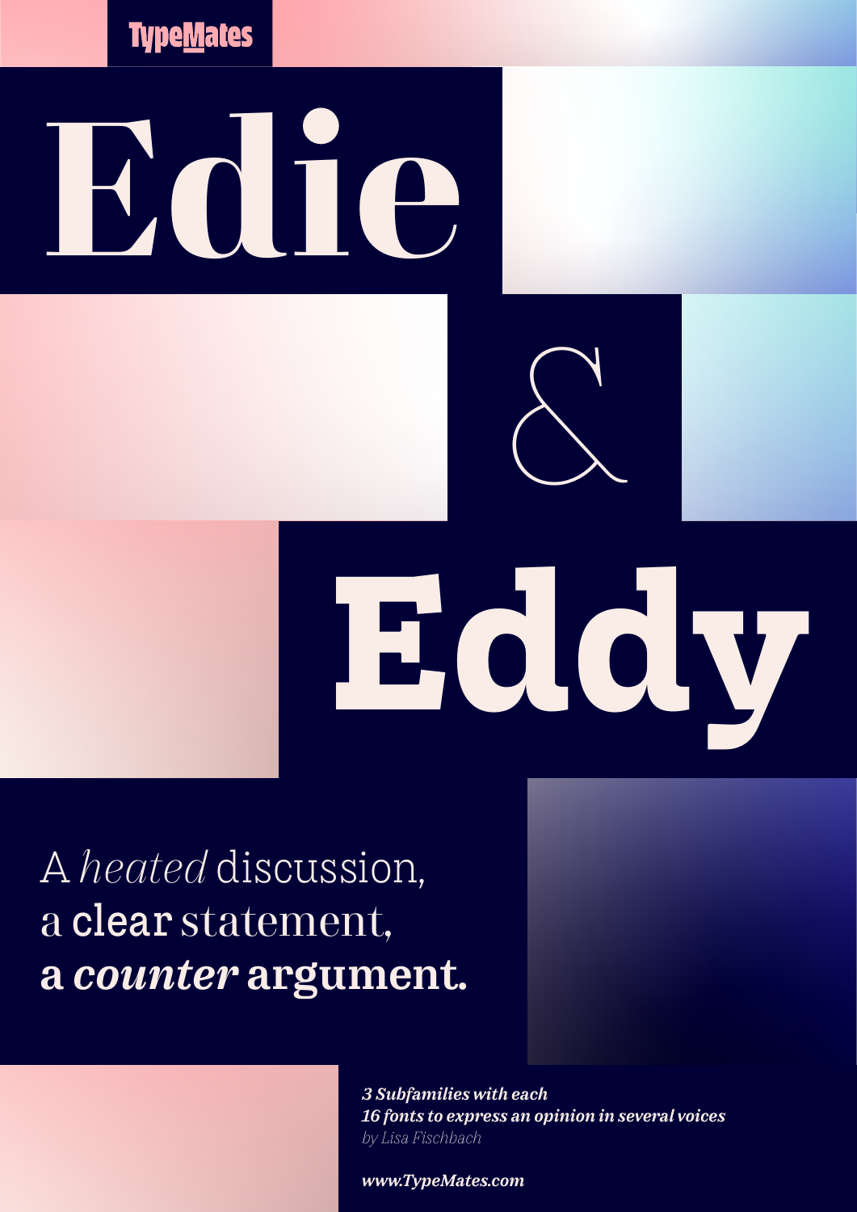TypeMates

# Edie & Eddy

A *heated* discussion,
a **clear** statement,
**a *counter* argument.**

***3 Subfamilies with each***
***16 fonts to express an opinion in several voices***
*by Lisa Fischbach*

***www.TypeMates.com***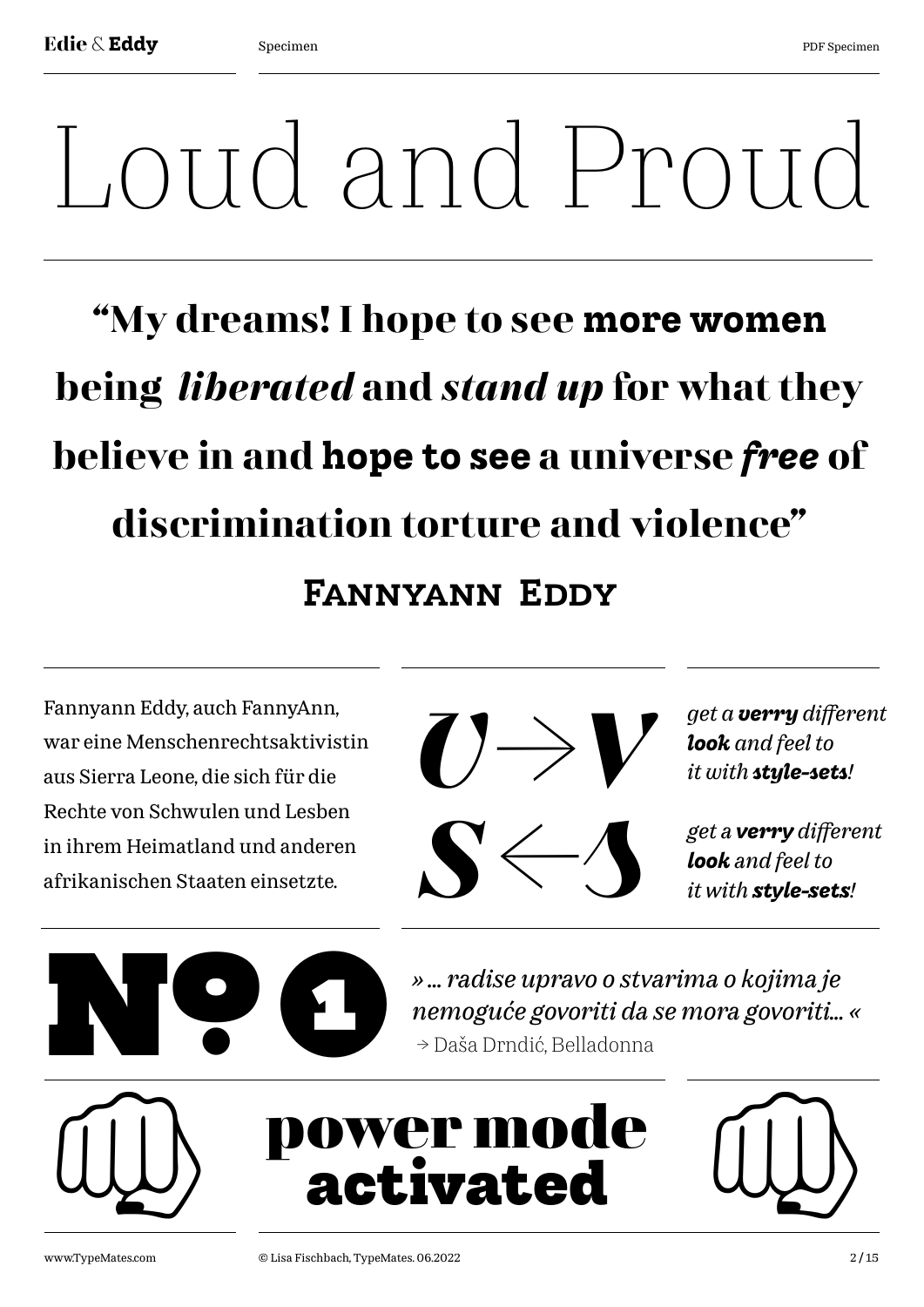# Loud and Proud

**“My dreams! I hope to see more women being *liberated* and *stand up* for what they believe in and hope to see a universe *free* of discrimination torture and violence”**

**Fannyann Eddy**

Fannyann Eddy, auch FannyAnn, war eine Menschenrechtsaktivistin aus Sierra Leone, die sich für die Rechte von Schwulen und Lesben in ihrem Heimatland und anderen afrikanischen Staaten einsetzte.

*U→V*

*S←S*

*get a **verry** different **look** and feel to it with **style-sets**!*

*get a **verry** different **look** and feel to it with **style-sets**!*

**№ 1**

*» ... radise upravo o stvarima o kojima je nemoguće govoriti da se mora govoriti... «*

→ Daša Drndić, Belladonna

**power mode activated**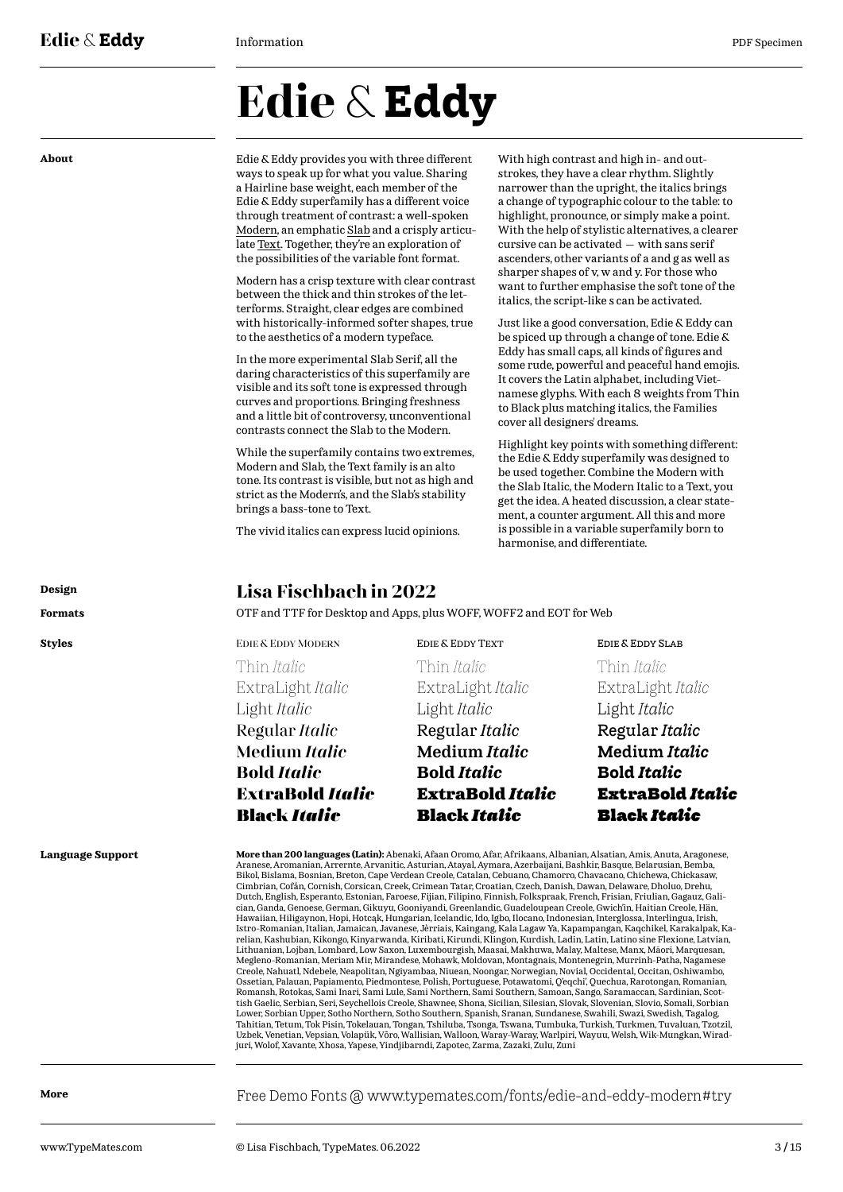# Edie & Eddy

**About**

Edie & Eddy provides you with three different ways to speak up for what you value. Sharing a Hairline base weight, each member of the Edie & Eddy superfamily has a different voice through treatment of contrast: a well-spoken Modern, an emphatic Slab and a crisply articulate Text. Together, they're an exploration of the possibilities of the variable font format.

Modern has a crisp texture with clear contrast between the thick and thin strokes of the letterforms. Straight, clear edges are combined with historically-informed softer shapes, true to the aesthetics of a modern typeface.

In the more experimental Slab Serif, all the daring characteristics of this superfamily are visible and its soft tone is expressed through curves and proportions. Bringing freshness and a little bit of controversy, unconventional contrasts connect the Slab to the Modern.

While the superfamily contains two extremes, Modern and Slab, the Text family is an alto tone. Its contrast is visible, but not as high and strict as the Modern's, and the Slab's stability brings a bass-tone to Text.

The vivid italics can express lucid opinions.

With high contrast and high in- and outstrokes, they have a clear rhythm. Slightly narrower than the upright, the italics brings a change of typographic colour to the table: to highlight, pronounce, or simply make a point. With the help of stylistic alternatives, a clearer cursive can be activated — with sans serif ascenders, other variants of a and g as well as sharper shapes of v, w and y. For those who want to further emphasise the soft tone of the italics, the script-like s can be activated.

Just like a good conversation, Edie & Eddy can be spiced up through a change of tone. Edie & Eddy has small caps, all kinds of figures and some rude, powerful and peaceful hand emojis. It covers the Latin alphabet, including Vietnamese glyphs. With each 8 weights from Thin to Black plus matching italics, the Families cover all designers' dreams.

Highlight key points with something different: the Edie & Eddy superfamily was designed to be used together. Combine the Modern with the Slab Italic, the Modern Italic to a Text, you get the idea. A heated discussion, a clear statement, a counter argument. All this and more is possible in a variable superfamily born to harmonise, and differentiate.

**Design**

## Lisa Fischbach in 2022

**Formats**

OTF and TTF for Desktop and Apps, plus WOFF, WOFF2 and EOT for Web

**Styles**

| Edie & Eddy Modern | Edie & Eddy Text | Edie & Eddy Slab |
|---|---|---|
| Thin *Italic* | Thin *Italic* | Thin *Italic* |
| ExtraLight *Italic* | ExtraLight *Italic* | ExtraLight *Italic* |
| Light *Italic* | Light *Italic* | Light *Italic* |
| Regular *Italic* | Regular *Italic* | Regular *Italic* |
| Medium *Italic* | Medium *Italic* | Medium *Italic* |
| **Bold *Italic*** | **Bold *Italic*** | **Bold *Italic*** |
| **ExtraBold *Italic*** | **ExtraBold *Italic*** | **ExtraBold *Italic*** |
| **Black *Italic*** | **Black *Italic*** | **Black *Italic*** |

**Language Support**

**More than 200 languages (Latin):** Abenaki, Afaan Oromo, Afar, Afrikaans, Albanian, Alsatian, Amis, Anuta, Aragonese, Aranese, Aromanian, Arrernte, Arvanitic, Asturian, Atayal, Aymara, Azerbaijani, Bashkir, Basque, Belarusian, Bemba, Bikol, Bislama, Bosnian, Breton, Cape Verdean Creole, Catalan, Cebuano, Chamorro, Chavacano, Chichewa, Chickasaw, Cimbrian, Cofán, Cornish, Corsican, Creek, Crimean Tatar, Croatian, Czech, Danish, Dawan, Delaware, Dholuo, Drehu, Dutch, English, Esperanto, Estonian, Faroese, Fijian, Filipino, Finnish, Folkspraak, French, Frisian, Friulian, Gagauz, Galician, Ganda, Genoese, German, Gikuyu, Gooniyandi, Greenlandic, Guadeloupean Creole, Gwich'in, Haitian Creole, Hän, Hawaiian, Hiligaynon, Hopi, Hotcąk, Hungarian, Icelandic, Ido, Igbo, Ilocano, Indonesian, Interglossa, Interlingua, Irish, Istro-Romanian, Italian, Jamaican, Javanese, Jèrriais, Kaingang, Kala Lagaw Ya, Kapampangan, Kaqchikel, Karakalpak, Karelian, Kashubian, Kikongo, Kinyarwanda, Kiribati, Kirundi, Klingon, Kurdish, Ladin, Latin, Latino sine Flexione, Latvian, Lithuanian, Lojban, Lombard, Low Saxon, Luxembourgish, Maasai, Makhuwa, Malay, Maltese, Manx, Māori, Marquesan, Megleno-Romanian, Meriam Mir, Mirandese, Mohawk, Moldovan, Montagnais, Montenegrin, Murrinh-Patha, Nagamese Creole, Nahuatl, Ndebele, Neapolitan, Ngiyambaa, Niuean, Noongar, Norwegian, Novial, Occidental, Occitan, Oshiwambo, Ossetian, Palauan, Papiamento, Piedmontese, Polish, Portuguese, Potawatomi, Q'eqchi', Quechua, Rarotongan, Romanian, Romansh, Rotokas, Sami Inari, Sami Lule, Sami Northern, Sami Southern, Samoan, Sango, Saramaccan, Sardinian, Scottish Gaelic, Serbian, Seri, Seychellois Creole, Shawnee, Shona, Sicilian, Silesian, Slovak, Slovenian, Slovio, Somali, Sorbian Lower, Sorbian Upper, Sotho Northern, Sotho Southern, Spanish, Sranan, Sundanese, Swahili, Swazi, Swedish, Tagalog, Tahitian, Tetum, Tok Pisin, Tokelauan, Tongan, Tshiluba, Tsonga, Tswana, Tumbuka, Turkish, Turkmen, Tuvaluan, Tzotzil, Uzbek, Venetian, Vepsian, Volapük, Võro, Wallisian, Walloon, Waray-Waray, Warlpiri, Wayuu, Welsh, Wik-Mungkan, Wiradjuri, Wolof, Xavante, Xhosa, Yapese, Yindjibarndi, Zapotec, Zarma, Zazaki, Zulu, Zuni

**More**

Free Demo Fonts @ www.typemates.com/fonts/edie-and-eddy-modern#try

© Lisa Fischbach, TypeMates. 06.2022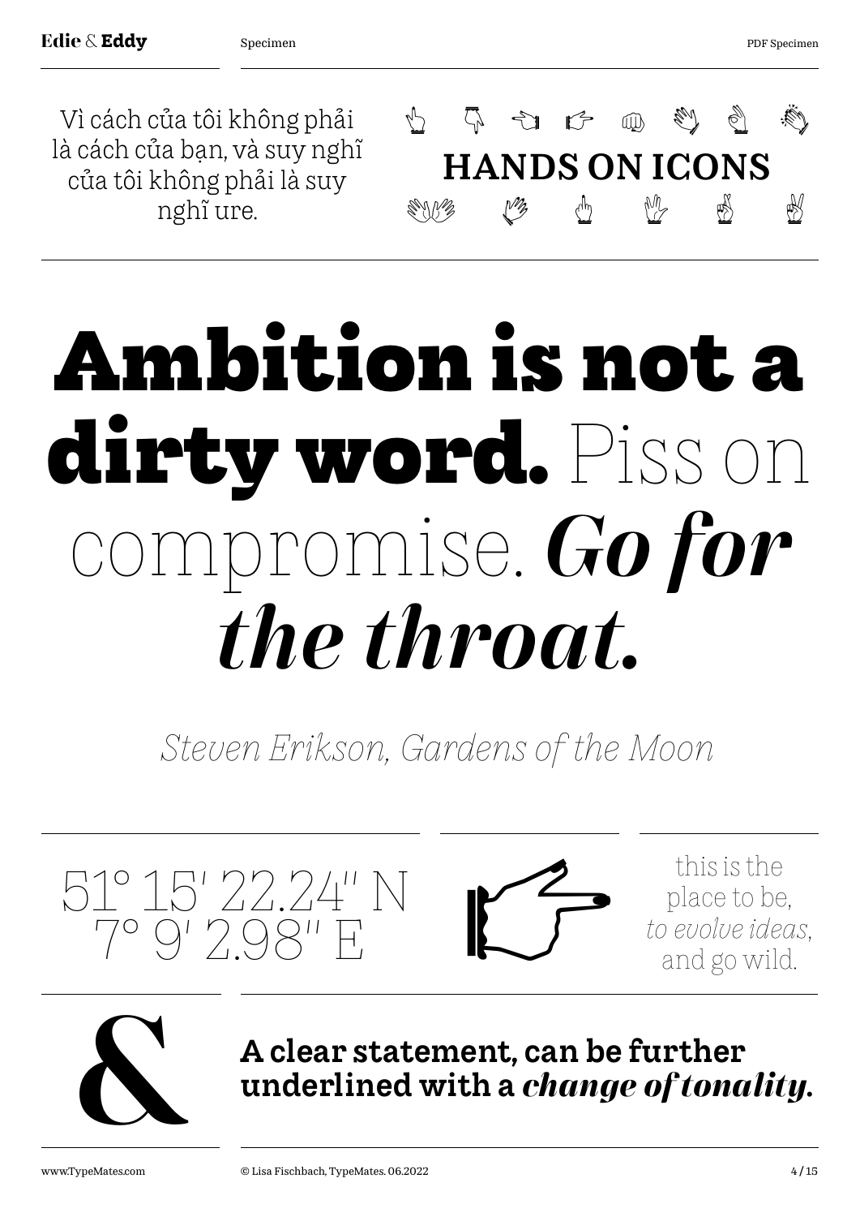Vì cách của tôi không phải là cách của bạn, và suy nghĩ của tôi không phải là suy nghĩ ure.

HANDS ON ICONS

# **Ambition is not a dirty word.** Piss on compromise. ***Go for the throat.***

*Steven Erikson, Gardens of the Moon*

51° 15′ 22.24″ N
7° 9′ 2.98″ E

this is the place to be, *to evolve ideas*, and go wild.

&

**A clear statement, can be further underlined with a *change of tonality*.**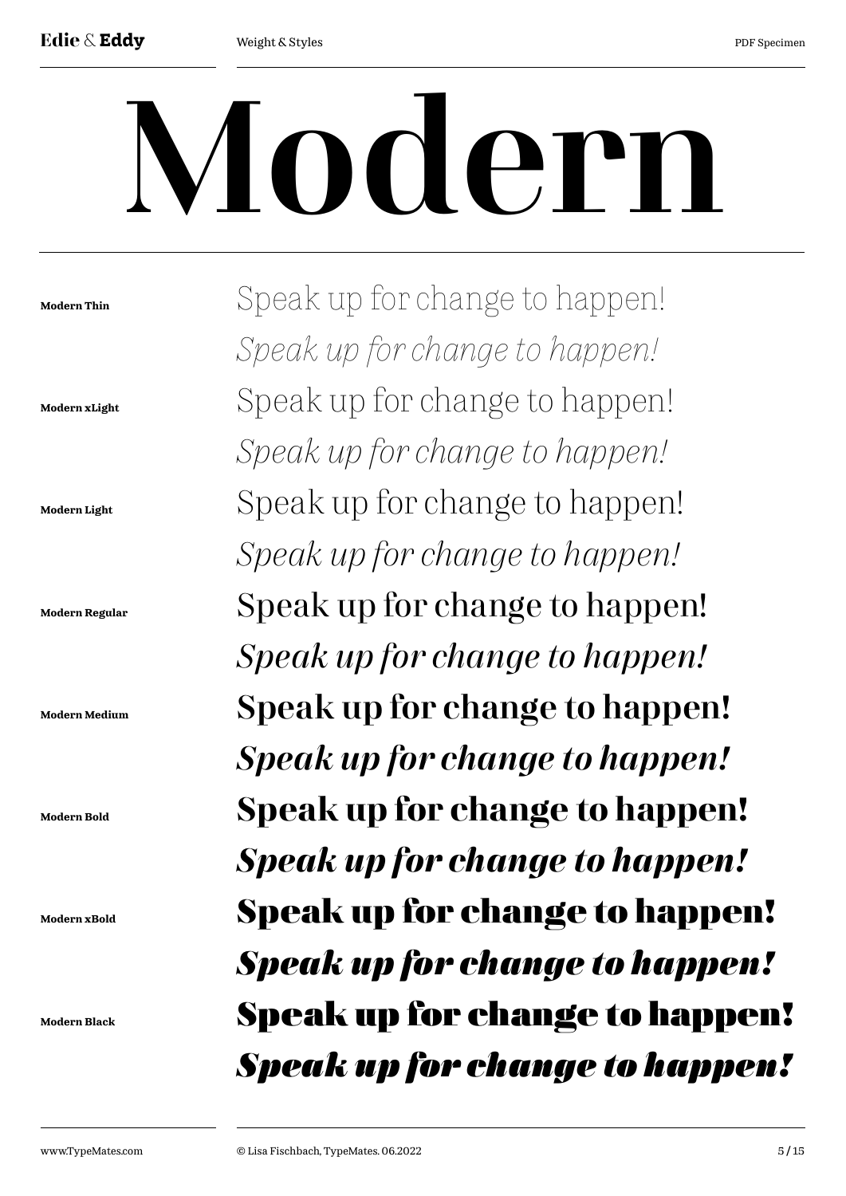# Modern

| | |
|---|---|
| **Modern Thin** | Speak up for change to happen! |
| | *Speak up for change to happen!* |
| **Modern xLight** | Speak up for change to happen! |
| | *Speak up for change to happen!* |
| **Modern Light** | Speak up for change to happen! |
| | *Speak up for change to happen!* |
| **Modern Regular** | Speak up for change to happen! |
| | *Speak up for change to happen!* |
| **Modern Medium** | **Speak up for change to happen!** |
| | ***Speak up for change to happen!*** |
| **Modern Bold** | **Speak up for change to happen!** |
| | ***Speak up for change to happen!*** |
| **Modern xBold** | **Speak up for change to happen!** |
| | ***Speak up for change to happen!*** |
| **Modern Black** | **Speak up for change to happen!** |
| | ***Speak up for change to happen!*** |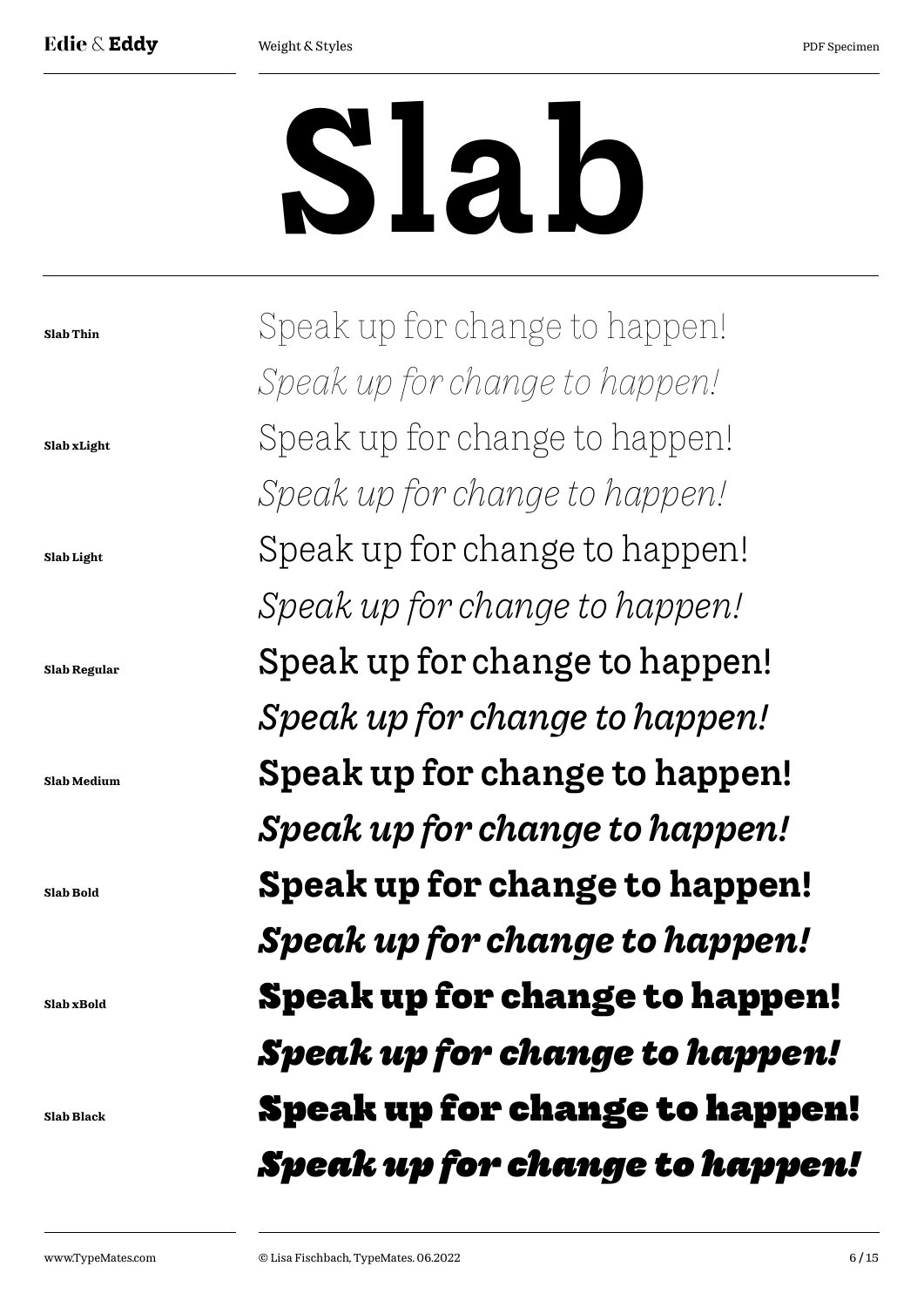# Slab

**Slab Thin**

Speak up for change to happen!

*Speak up for change to happen!*

**Slab xLight**

Speak up for change to happen!

*Speak up for change to happen!*

**Slab Light**

Speak up for change to happen!

*Speak up for change to happen!*

**Slab Regular**

Speak up for change to happen!

*Speak up for change to happen!*

**Slab Medium**

**Speak up for change to happen!**

***Speak up for change to happen!***

**Slab Bold**

**Speak up for change to happen!**

***Speak up for change to happen!***

**Slab xBold**

**Speak up for change to happen!**

***Speak up for change to happen!***

**Slab Black**

**Speak up for change to happen!**

***Speak up for change to happen!***

www.TypeMates.com

© Lisa Fischbach, TypeMates. 06.2022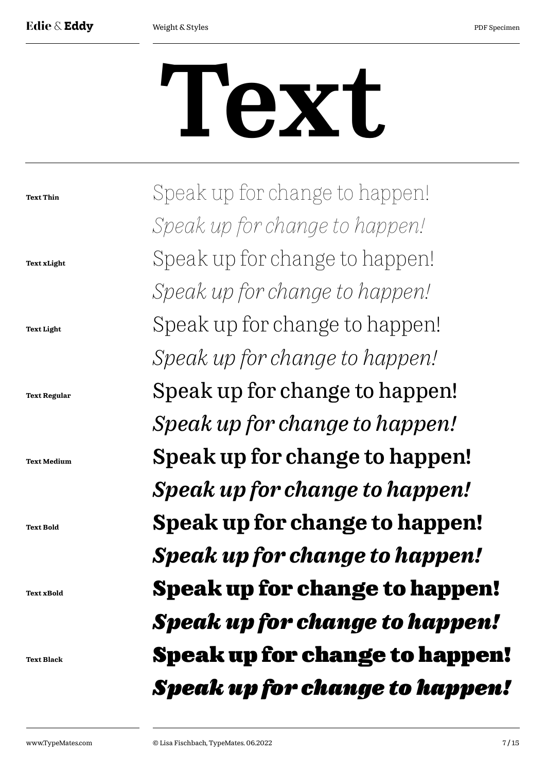# Text

**Text Thin**

Speak up for change to happen!

*Speak up for change to happen!*

**Text xLight**

Speak up for change to happen!

*Speak up for change to happen!*

**Text Light**

Speak up for change to happen!

*Speak up for change to happen!*

**Text Regular**

Speak up for change to happen!

*Speak up for change to happen!*

**Text Medium**

**Speak up for change to happen!**

***Speak up for change to happen!***

**Text Bold**

**Speak up for change to happen!**

***Speak up for change to happen!***

**Text xBold**

**Speak up for change to happen!**

***Speak up for change to happen!***

**Text Black**

**Speak up for change to happen!**

***Speak up for change to happen!***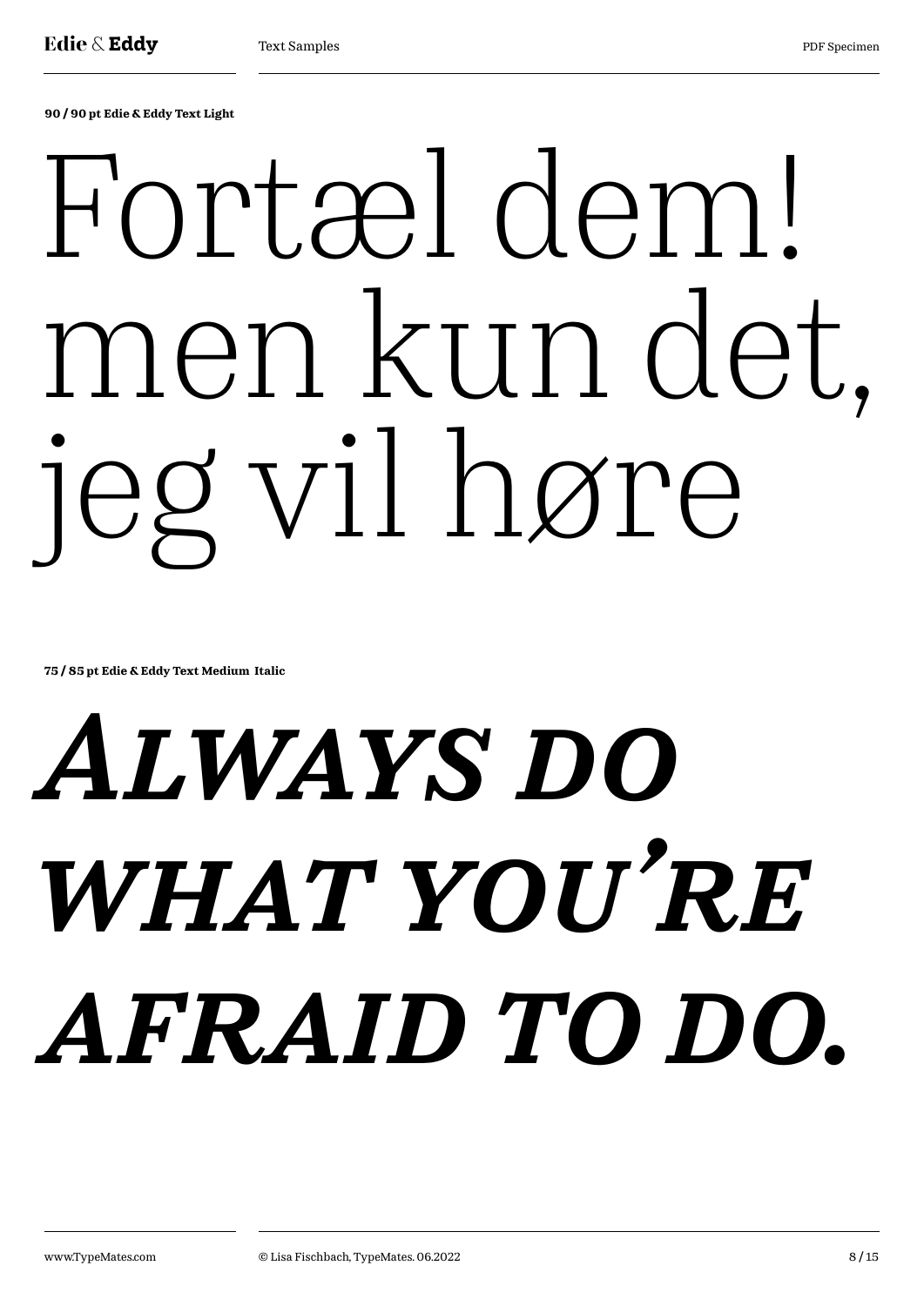**90 / 90 pt Edie & Eddy Text Light**

Fortæl dem!
men kun det,
jeg vil høre

**75 / 85 pt Edie & Eddy Text Medium Italic**

***ALWAYS DO WHAT YOU'RE AFRAID TO DO.***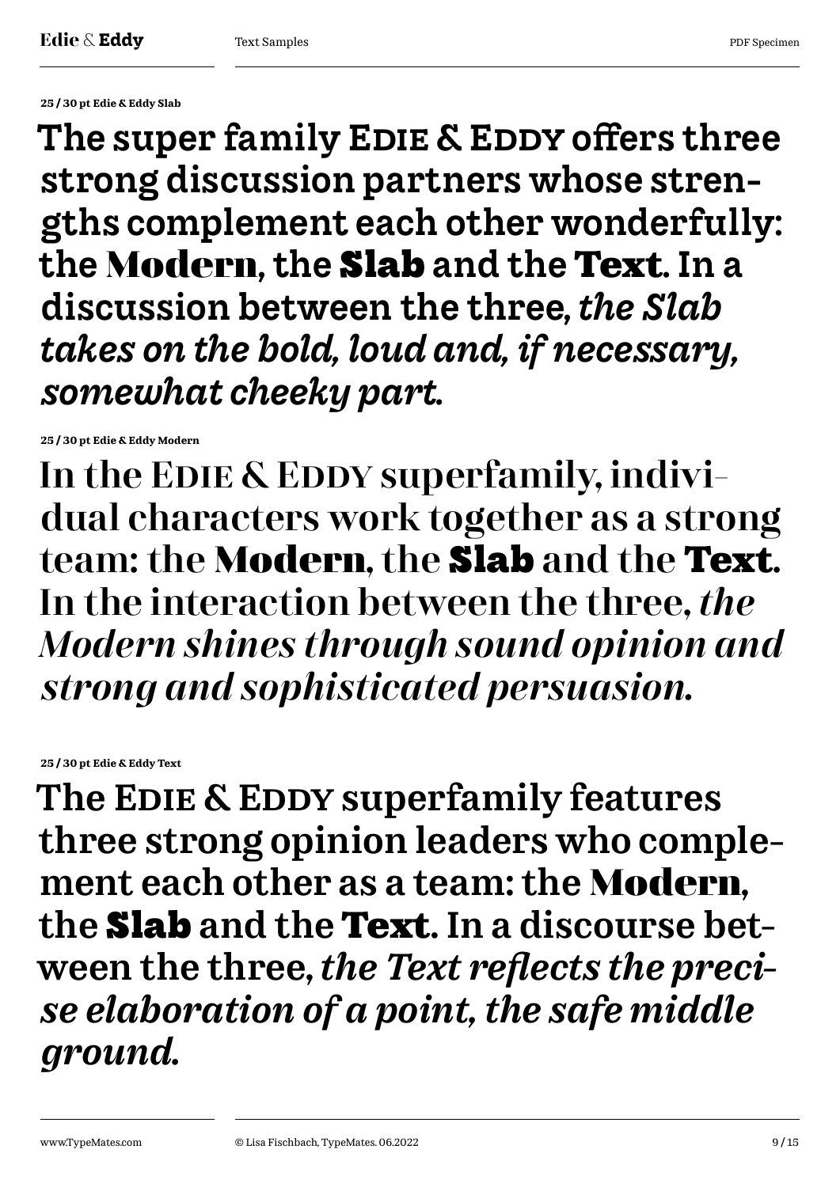**25 / 30 pt Edie & Eddy Slab**

The super family EDIE & EDDY offers three strong discussion partners whose strengths complement each other wonderfully: the **Modern**, the **Slab** and the **Text**. In a discussion between the three, *the Slab takes on the bold, loud and, if necessary, somewhat cheeky part.*

**25 / 30 pt Edie & Eddy Modern**

In the EDIE & EDDY superfamily, individual characters work together as a strong team: the **Modern**, the **Slab** and the **Text**. In the interaction between the three, *the Modern shines through sound opinion and strong and sophisticated persuasion.*

**25 / 30 pt Edie & Eddy Text**

The EDIE & EDDY superfamily features three strong opinion leaders who complement each other as a team: the **Modern**, the **Slab** and the **Text**. In a discourse between the three, *the Text reflects the precise elaboration of a point, the safe middle ground.*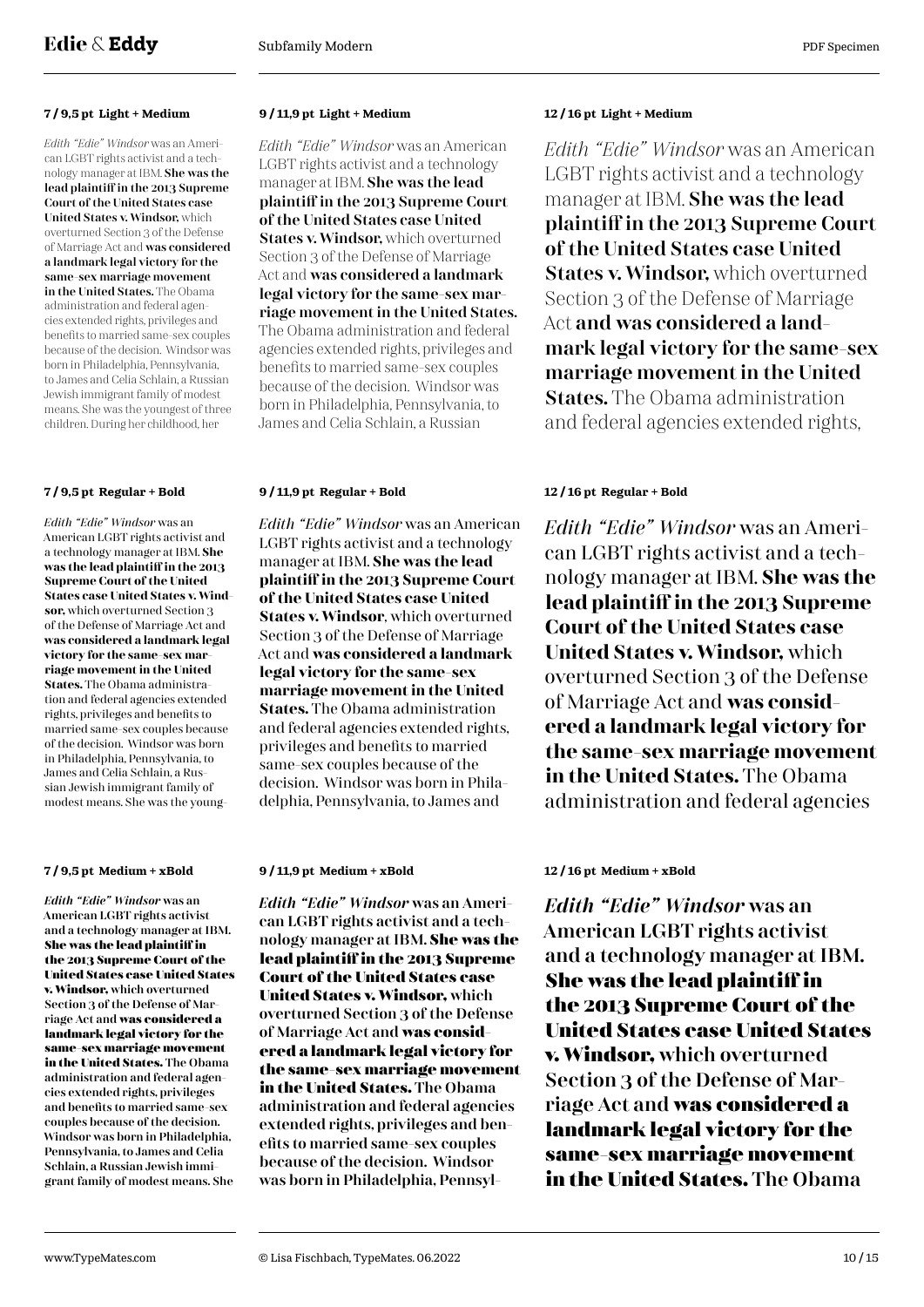### 7 / 9,5 pt Light + Medium

*Edith "Edie" Windsor* was an American LGBT rights activist and a technology manager at IBM. **She was the lead plaintiff in the 2013 Supreme Court of the United States case United States v. Windsor,** which overturned Section 3 of the Defense of Marriage Act and **was considered a landmark legal victory for the same-sex marriage movement in the United States.** The Obama administration and federal agencies extended rights, privileges and benefits to married same-sex couples because of the decision. Windsor was born in Philadelphia, Pennsylvania, to James and Celia Schlain, a Russian Jewish immigrant family of modest means. She was the youngest of three children. During her childhood, her

### 9 / 11,9 pt Light + Medium

*Edith "Edie" Windsor* was an American LGBT rights activist and a technology manager at IBM. **She was the lead plaintiff in the 2013 Supreme Court of the United States case United States v. Windsor,** which overturned Section 3 of the Defense of Marriage Act and **was considered a landmark legal victory for the same-sex marriage movement in the United States.** The Obama administration and federal agencies extended rights, privileges and benefits to married same-sex couples because of the decision. Windsor was born in Philadelphia, Pennsylvania, to James and Celia Schlain, a Russian

### 12 / 16 pt Light + Medium

*Edith "Edie" Windsor* was an American LGBT rights activist and a technology manager at IBM. **She was the lead plaintiff in the 2013 Supreme Court of the United States case United States v. Windsor,** which overturned Section 3 of the Defense of Marriage Act **and was considered a landmark legal victory for the same-sex marriage movement in the United States.** The Obama administration and federal agencies extended rights,

### 7 / 9,5 pt Regular + Bold

*Edith "Edie" Windsor* was an American LGBT rights activist and a technology manager at IBM. **She was the lead plaintiff in the 2013 Supreme Court of the United States case United States v. Windsor,** which overturned Section 3 of the Defense of Marriage Act and **was considered a landmark legal victory for the same-sex marriage movement in the United States.** The Obama administration and federal agencies extended rights, privileges and benefits to married same-sex couples because of the decision. Windsor was born in Philadelphia, Pennsylvania, to James and Celia Schlain, a Russian Jewish immigrant family of modest means. She was the young-

### 9 / 11,9 pt Regular + Bold

*Edith "Edie" Windsor* was an American LGBT rights activist and a technology manager at IBM. **She was the lead plaintiff in the 2013 Supreme Court of the United States case United States v. Windsor**, which overturned Section 3 of the Defense of Marriage Act and **was considered a landmark legal victory for the same-sex marriage movement in the United States.** The Obama administration and federal agencies extended rights, privileges and benefits to married same-sex couples because of the decision. Windsor was born in Philadelphia, Pennsylvania, to James and

### 12 / 16 pt Regular + Bold

*Edith "Edie" Windsor* was an American LGBT rights activist and a technology manager at IBM. **She was the lead plaintiff in the 2013 Supreme Court of the United States case United States v. Windsor,** which overturned Section 3 of the Defense of Marriage Act and **was considered a landmark legal victory for the same-sex marriage movement in the United States.** The Obama administration and federal agencies

### 7 / 9,5 pt Medium + xBold

*Edith "Edie" Windsor* was an American LGBT rights activist and a technology manager at IBM. **She was the lead plaintiff in the 2013 Supreme Court of the United States case United States v. Windsor,** which overturned Section 3 of the Defense of Marriage Act and **was considered a landmark legal victory for the same-sex marriage movement in the United States.** The Obama administration and federal agencies extended rights, privileges and benefits to married same-sex couples because of the decision. Windsor was born in Philadelphia, Pennsylvania, to James and Celia Schlain, a Russian Jewish immigrant family of modest means. She

### 9 / 11,9 pt Medium + xBold

*Edith "Edie" Windsor* was an American LGBT rights activist and a technology manager at IBM. **She was the lead plaintiff in the 2013 Supreme Court of the United States case United States v. Windsor,** which overturned Section 3 of the Defense of Marriage Act and **was considered a landmark legal victory for the same-sex marriage movement in the United States.** The Obama administration and federal agencies extended rights, privileges and benefits to married same-sex couples because of the decision. Windsor was born in Philadelphia, Pennsyl-

### 12 / 16 pt Medium + xBold

*Edith "Edie" Windsor* was an American LGBT rights activist and a technology manager at IBM. **She was the lead plaintiff in the 2013 Supreme Court of the United States case United States v. Windsor,** which overturned Section 3 of the Defense of Marriage Act and **was considered a landmark legal victory for the same-sex marriage movement in the United States.** The Obama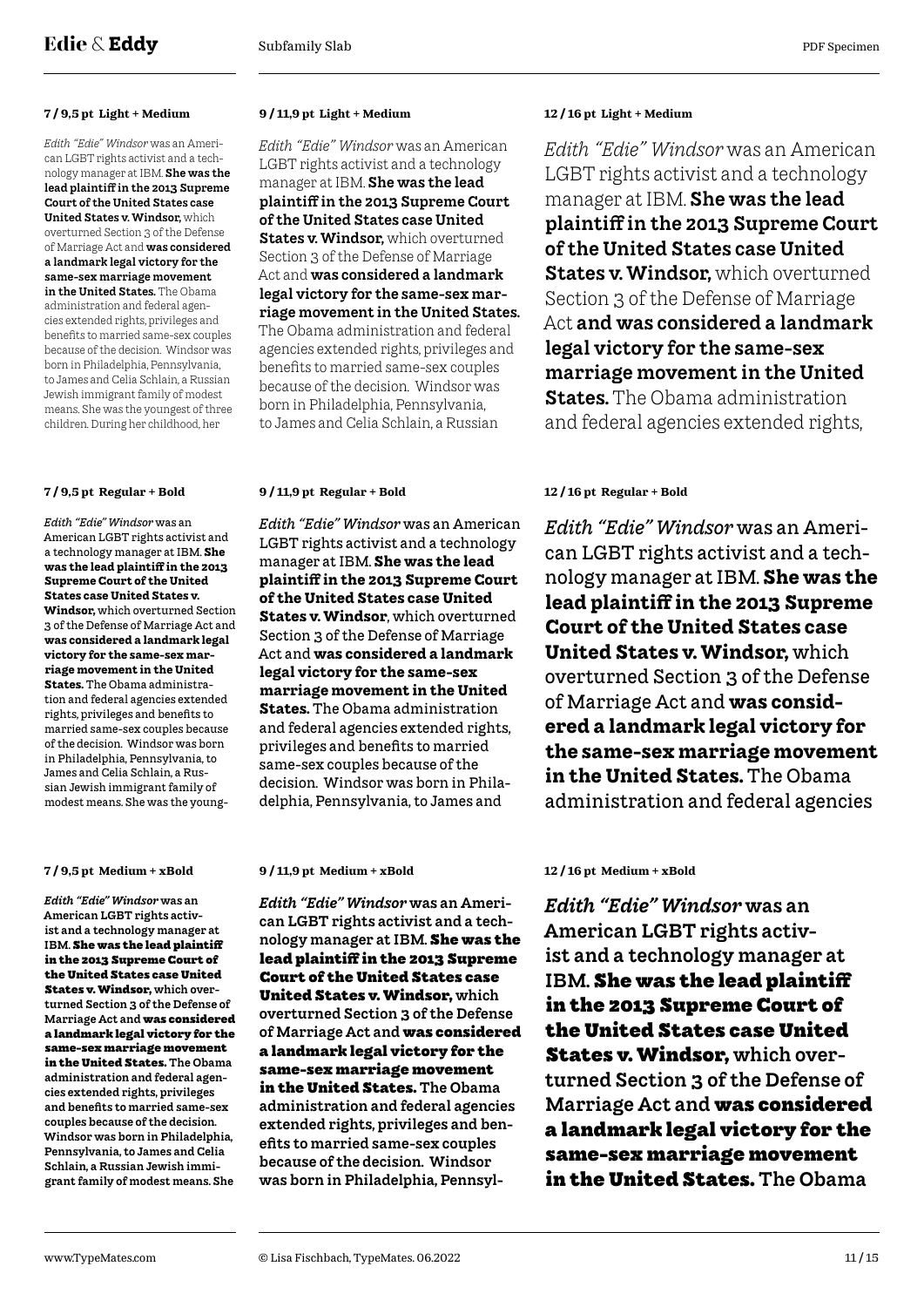**7 / 9,5 pt Light + Medium**

*Edith "Edie" Windsor* was an American LGBT rights activist and a technology manager at IBM. **She was the lead plaintiff in the 2013 Supreme Court of the United States case United States v. Windsor,** which overturned Section 3 of the Defense of Marriage Act and **was considered a landmark legal victory for the same-sex marriage movement in the United States.** The Obama administration and federal agencies extended rights, privileges and benefits to married same-sex couples because of the decision. Windsor was born in Philadelphia, Pennsylvania, to James and Celia Schlain, a Russian Jewish immigrant family of modest means. She was the youngest of three children. During her childhood, her

**9 / 11,9 pt Light + Medium**

*Edith "Edie" Windsor* was an American LGBT rights activist and a technology manager at IBM. **She was the lead plaintiff in the 2013 Supreme Court of the United States case United States v. Windsor,** which overturned Section 3 of the Defense of Marriage Act and **was considered a landmark legal victory for the same-sex marriage movement in the United States.** The Obama administration and federal agencies extended rights, privileges and benefits to married same-sex couples because of the decision. Windsor was born in Philadelphia, Pennsylvania, to James and Celia Schlain, a Russian

**12 / 16 pt Light + Medium**

*Edith "Edie" Windsor* was an American LGBT rights activist and a technology manager at IBM. **She was the lead plaintiff in the 2013 Supreme Court of the United States case United States v. Windsor,** which overturned Section 3 of the Defense of Marriage Act **and was considered a landmark legal victory for the same-sex marriage movement in the United States.** The Obama administration and federal agencies extended rights,

**7 / 9,5 pt Regular + Bold**

*Edith "Edie" Windsor* was an American LGBT rights activist and a technology manager at IBM. **She was the lead plaintiff in the 2013 Supreme Court of the United States case United States v. Windsor,** which overturned Section 3 of the Defense of Marriage Act and **was considered a landmark legal victory for the same-sex marriage movement in the United States.** The Obama administration and federal agencies extended rights, privileges and benefits to married same-sex couples because of the decision. Windsor was born in Philadelphia, Pennsylvania, to James and Celia Schlain, a Russian Jewish immigrant family of modest means. She was the young-

**9 / 11,9 pt Regular + Bold**

*Edith "Edie" Windsor* was an American LGBT rights activist and a technology manager at IBM. **She was the lead plaintiff in the 2013 Supreme Court of the United States case United States v. Windsor**, which overturned Section 3 of the Defense of Marriage Act and **was considered a landmark legal victory for the same-sex marriage movement in the United States.** The Obama administration and federal agencies extended rights, privileges and benefits to married same-sex couples because of the decision. Windsor was born in Philadelphia, Pennsylvania, to James and

**12 / 16 pt Regular + Bold**

*Edith "Edie" Windsor* was an American LGBT rights activist and a technology manager at IBM. **She was the lead plaintiff in the 2013 Supreme Court of the United States case United States v. Windsor,** which overturned Section 3 of the Defense of Marriage Act and **was considered a landmark legal victory for the same-sex marriage movement in the United States.** The Obama administration and federal agencies

**7 / 9,5 pt Medium + xBold**

*Edith "Edie" Windsor* was an American LGBT rights activist and a technology manager at IBM. **She was the lead plaintiff in the 2013 Supreme Court of the United States case United States v. Windsor,** which overturned Section 3 of the Defense of Marriage Act and **was considered a landmark legal victory for the same-sex marriage movement in the United States.** The Obama administration and federal agencies extended rights, privileges and benefits to married same-sex couples because of the decision. Windsor was born in Philadelphia, Pennsylvania, to James and Celia Schlain, a Russian Jewish immigrant family of modest means. She

**9 / 11,9 pt Medium + xBold**

*Edith "Edie" Windsor* was an American LGBT rights activist and a technology manager at IBM. **She was the lead plaintiff in the 2013 Supreme Court of the United States case United States v. Windsor,** which overturned Section 3 of the Defense of Marriage Act and **was considered a landmark legal victory for the same-sex marriage movement in the United States.** The Obama administration and federal agencies extended rights, privileges and benefits to married same-sex couples because of the decision. Windsor was born in Philadelphia, Pennsyl-

**12 / 16 pt Medium + xBold**

*Edith "Edie" Windsor* was an American LGBT rights activist and a technology manager at IBM. **She was the lead plaintiff in the 2013 Supreme Court of the United States case United States v. Windsor,** which overturned Section 3 of the Defense of Marriage Act and **was considered a landmark legal victory for the same-sex marriage movement in the United States.** The Obama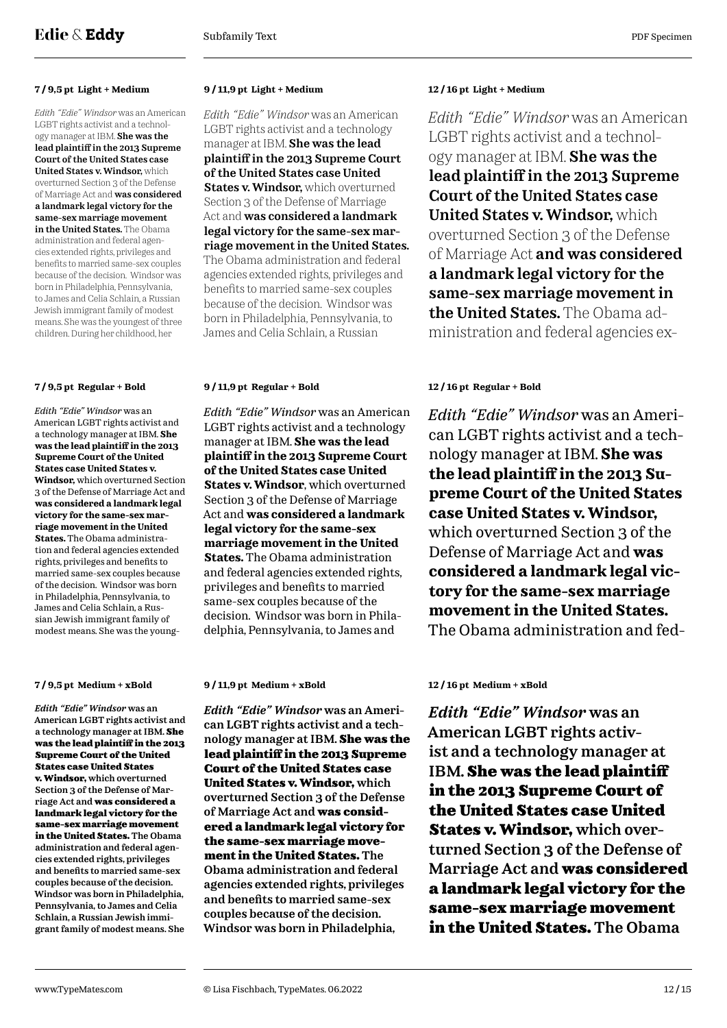**7 / 9,5 pt Light + Medium**

*Edith "Edie" Windsor* was an American LGBT rights activist and a technology manager at IBM. **She was the lead plaintiff in the 2013 Supreme Court of the United States case United States v. Windsor,** which overturned Section 3 of the Defense of Marriage Act and **was considered a landmark legal victory for the same-sex marriage movement in the United States.** The Obama administration and federal agencies extended rights, privileges and benefits to married same-sex couples because of the decision. Windsor was born in Philadelphia, Pennsylvania, to James and Celia Schlain, a Russian Jewish immigrant family of modest means. She was the youngest of three children. During her childhood, her

**9 / 11,9 pt Light + Medium**

*Edith "Edie" Windsor* was an American LGBT rights activist and a technology manager at IBM. **She was the lead plaintiff in the 2013 Supreme Court of the United States case United States v. Windsor,** which overturned Section 3 of the Defense of Marriage Act and **was considered a landmark legal victory for the same-sex marriage movement in the United States.** The Obama administration and federal agencies extended rights, privileges and benefits to married same-sex couples because of the decision. Windsor was born in Philadelphia, Pennsylvania, to James and Celia Schlain, a Russian

**12 / 16 pt Light + Medium**

*Edith "Edie" Windsor* was an American LGBT rights activist and a technology manager at IBM. **She was the lead plaintiff in the 2013 Supreme Court of the United States case United States v. Windsor,** which overturned Section 3 of the Defense of Marriage Act **and was considered a landmark legal victory for the same-sex marriage movement in the United States.** The Obama administration and federal agencies ex-

**7 / 9,5 pt Regular + Bold**

*Edith "Edie" Windsor* was an American LGBT rights activist and a technology manager at IBM. **She was the lead plaintiff in the 2013 Supreme Court of the United States case United States v. Windsor,** which overturned Section 3 of the Defense of Marriage Act and **was considered a landmark legal victory for the same-sex marriage movement in the United States.** The Obama administration and federal agencies extended rights, privileges and benefits to married same-sex couples because of the decision. Windsor was born in Philadelphia, Pennsylvania, to James and Celia Schlain, a Russian Jewish immigrant family of modest means. She was the young-

**9 / 11,9 pt Regular + Bold**

*Edith "Edie" Windsor* was an American LGBT rights activist and a technology manager at IBM. **She was the lead plaintiff in the 2013 Supreme Court of the United States case United States v. Windsor**, which overturned Section 3 of the Defense of Marriage Act and **was considered a landmark legal victory for the same-sex marriage movement in the United States.** The Obama administration and federal agencies extended rights, privileges and benefits to married same-sex couples because of the decision. Windsor was born in Philadelphia, Pennsylvania, to James and

**12 / 16 pt Regular + Bold**

*Edith "Edie" Windsor* was an American LGBT rights activist and a technology manager at IBM. **She was the lead plaintiff in the 2013 Supreme Court of the United States case United States v. Windsor,** which overturned Section 3 of the Defense of Marriage Act and **was considered a landmark legal victory for the same-sex marriage movement in the United States.** The Obama administration and fed-

**7 / 9,5 pt Medium + xBold**

*Edith "Edie" Windsor* was an American LGBT rights activist and a technology manager at IBM. **She was the lead plaintiff in the 2013 Supreme Court of the United States case United States v. Windsor,** which overturned Section 3 of the Defense of Marriage Act and **was considered a landmark legal victory for the same-sex marriage movement in the United States.** The Obama administration and federal agencies extended rights, privileges and benefits to married same-sex couples because of the decision. Windsor was born in Philadelphia, Pennsylvania, to James and Celia Schlain, a Russian Jewish immigrant family of modest means. She

**9 / 11,9 pt Medium + xBold**

*Edith "Edie" Windsor* was an American LGBT rights activist and a technology manager at IBM. **She was the lead plaintiff in the 2013 Supreme Court of the United States case United States v. Windsor,** which overturned Section 3 of the Defense of Marriage Act and **was considered a landmark legal victory for the same-sex marriage movement in the United States.** The Obama administration and federal agencies extended rights, privileges and benefits to married same-sex couples because of the decision. Windsor was born in Philadelphia,

**12 / 16 pt Medium + xBold**

*Edith "Edie" Windsor* was an American LGBT rights activist and a technology manager at IBM. **She was the lead plaintiff in the 2013 Supreme Court of the United States case United States v. Windsor,** which overturned Section 3 of the Defense of Marriage Act and **was considered a landmark legal victory for the same-sex marriage movement in the United States.** The Obama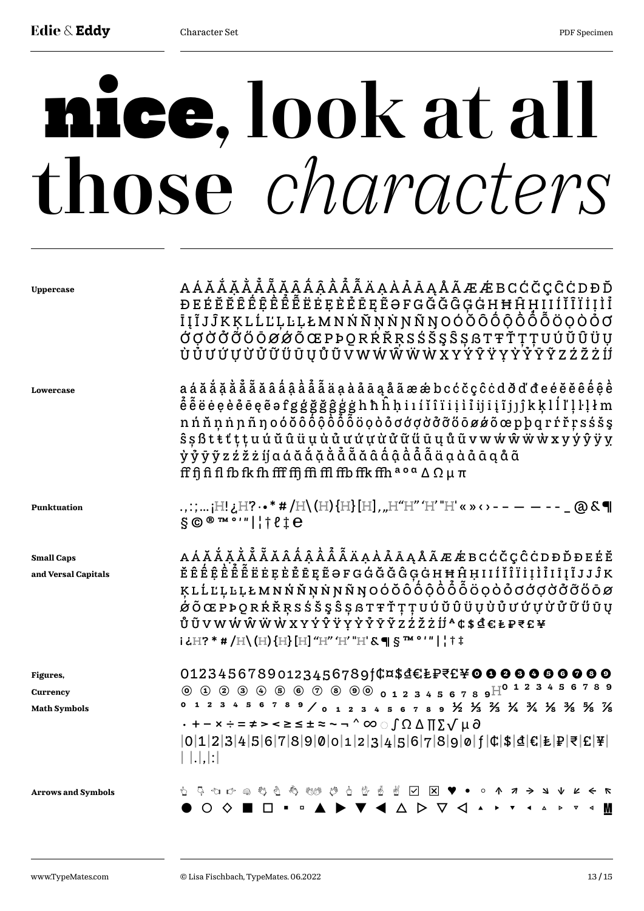# **nice**, look at all those *characters*

**Uppercase**

A Á Ă Ắ Ặ Ằ Ẳ Ẵ Ǎ Â Ấ Ậ Ầ Ẩ Ẫ Ä Ạ À Ả Ā Ą Å Ã Æ Ǽ B C Ć Č Ç Ĉ Ċ D Ð Ď Đ E É Ĕ Ě Ê Ế Ệ Ề Ể Ễ Ë Ė Ẹ È Ẻ Ē Ę Ẽ Ə F G Ğ Ǧ Ĝ Ģ Ġ H Ħ Ĥ Ḥ I Ì Í Ĭ Î Ï İ Ị Ì Ỉ Ī Į Ĩ J Ĵ K Ķ L Ĺ Ľ Ļ Ŀ Ḷ Ł M N Ń Ň Ņ Ṅ Ŋ Ñ Ŋ O Ó Ŏ Ô Ố Ộ Ồ Ổ Ỗ Ö Ọ Ò Ỏ Ơ Ớ Ợ Ờ Ở Ỡ Ő Ō Ø Ǿ Õ Œ P Þ Q R Ŕ Ř Ŗ S Ś Š Ş Ŝ Ș ẞ T Ŧ Ť Ţ Ț U Ú Ŭ Û Ü Ụ Ù Ủ Ư Ứ Ự Ừ Ử Ữ Ű Ū Ų Ů Ũ V W Ẃ Ŵ Ẅ Ẁ X Y Ý Ŷ Ÿ Ỵ Ỳ Ỷ Ȳ Ỹ Z Ź Ž Ż Ĳ́

**Lowercase**

a á ă ắ ặ ằ ẳ ẵ ǎ â ấ ậ ầ ẩ ẫ ä ạ à ả ā ą å ã æ ǽ b c ć č ç ĉ ċ d ð ď đ e é ĕ ě ê ế ệ ề ể ễ ë ė ẹ è ẻ ē ę ẽ ə f g ğ ǧ ĝ ģ ġ h ħ ĥ ḥ i ı í ĭ î ï i ị ì ỉ ĳ ī į ĩ ȷ ĵ k ķ l ĺ ľ ļ ŀ ḷ ł m n ń ň ņ ṅ ŋ ñ ŋ o ó ŏ ô ố ộ ồ ổ ỗ ö ọ ò ỏ ơ ớ ợ ờ ở ỡ ő ō ø ǿ õ œ p þ q r ŕ ř ŗ s ś š ş ŝ ș ß t ŧ ť ţ ț u ú ŭ û ü ụ ù ủ ư ứ ự ừ ử ữ ű ū ų ů ũ v w ẃ ŵ ẅ ẁ x y ý ŷ ÿ ỵ ỳ ỷ ȳ ỹ z ź ž ż ĳ́ ɑ á ă ắ ặ ằ ẳ ẵ ǎ â ấ ậ ầ ẩ ẫ ä ạ à ả ā ą å ã
ff fj fi fl fb fk fh fff ffj ffi ffl ffb ffk ffh ª º ª ∆ Ω µ π

**Punktuation**

. , : ; … ¡H! ¿H? · • * # / H \ ( H ) { H } [ H ] ‚ „ H" H" 'H' "H' « » ‹ › - – — — - - _ @ & ¶ § © ® ™ ° ' " | ¦ † ℓ ‡ ℮

**Small Caps and Versal Capitals**

A Á Ă Ắ Ặ Ằ Ẳ Ẵ Ǎ Â Ấ Ậ Ầ Ẩ Ẫ Ä Ạ À Ả Ā Ą Å Ã Æ Ǽ B C Ć Č Ç Ĉ Ċ D Ð Ď Đ E É Ĕ Ě Ê Ế Ệ Ề Ể Ễ Ë Ė Ẹ È Ẻ Ē Ę Ẽ Ə F G Ğ Ǧ Ĝ Ģ Ġ H Ħ Ĥ Ḥ I Ì Í Ĭ Î Ï İ Ị Ì Ỉ Ī Į Ĩ J Ĵ K Ķ L Ĺ Ľ Ļ Ŀ Ḷ Ł M N Ń Ň Ņ Ṅ Ŋ Ñ Ŋ O Ó Ŏ Ô Ố Ộ Ồ Ổ Ỗ Ö Ọ Ò Ỏ Ơ Ớ Ợ Ờ Ở Ỡ Ő Ō Ø Ǿ Õ Œ P Þ Q R Ŕ Ř Ŗ S Ś Š Ş Ŝ Ș ẞ T Ŧ Ť Ţ Ț U Ú Ŭ Û Ü Ụ Ù Ủ Ư Ứ Ự Ừ Ử Ữ Ű Ū Ų Ů Ũ V W Ẃ Ŵ Ẅ Ẁ X Y Ý Ŷ Ÿ Ỵ Ỳ Ỷ Ȳ Ỹ Z Ź Ž Ż ĲÁ ¢ $ ₫ € ₺ ₱ ₹ £ ¥
¡ ¿H? * # / H \ ( H ) { H } [ H ] "H" 'H' "H' & ¶ § ™ ° ' " | ¦ † ‡

**Figures, Currency, Math Symbols**

0 1 2 3 4 5 6 7 8 9 0 1 2 3 4 5 6 7 8 9 ƒ ¢ ¤ $ ₫ € ₺ ₱ ₹ £ ¥ ⓿ ❶ ❷ ❸ ❹ ❺ ❻ ❼ ❽ ❾
⓪ ① ② ③ ④ ⑤ ⑥ ⑦ ⑧ ⑨ ⓪ 0 1 2 3 4 5 6 7 8 9 H 0 1 2 3 4 5 6 7 8 9
0 1 2 3 4 5 6 7 8 9 ⁄ 0 1 2 3 4 5 6 7 8 9 ½ ⅓ ⅔ ¼ ¾ ⅛ ⅜ ⅝ ⅞
· + − × ÷ = ≠ > < ≥ ≤ ± ≈ ~ ¬ ^ ∞ ◌ ∫ Ω ∆ ∏ ∑ √ µ ∂
|0|1|2|3|4|5|6|7|8|9|0|0|1|2|3|4|5|6|7|8|9|0|ƒ|¢|$|₫|€|₺|₱|₹|£|¥|
| |.|,|:|

**Arrows and Symbols**

☑ ☒ ♥ • ◦ ↑ ↗ → ↘ ↓ ↙ ← ↖
● ○ ◇ ■ □ ▪ ▫ ▲ ▶ ▼ ◀ △ ▷ ▽ ◁ ▴ ▸ ▾ ◂ ▵ ▹ ▿ ◃ M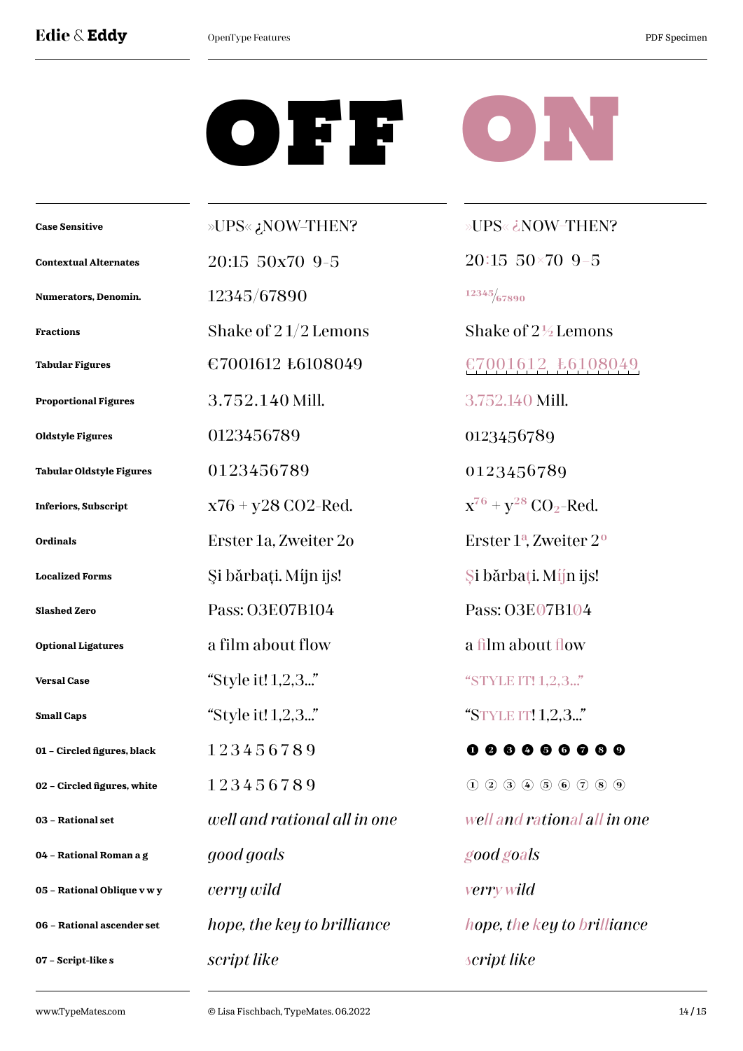| | OFF | ON |
|---|---|---|
| **Case Sensitive** | »UPS« ¿NOW–THEN? | »UPS« ¿NOW–THEN? |
| **Contextual Alternates** | 20:15 50x70 9-5 | 20:15 50×70 9–5 |
| **Numerators, Denomin.** | 12345/67890 | 12345/67890 |
| **Fractions** | Shake of 2 1/2 Lemons | Shake of 2½ Lemons |
| **Tabular Figures** | €7001612 ₺6108049 | €7001612 ₺6108049 |
| **Proportional Figures** | 3.752.140 Mill. | 3.752.140 Mill. |
| **Oldstyle Figures** | 0123456789 | 0123456789 |
| **Tabular Oldstyle Figures** | 0123456789 | 0123456789 |
| **Inferiors, Subscript** | x76 + y28 CO2-Red. | $x^{76}$ + $y^{28}$ $CO_2$-Red. |
| **Ordinals** | Erster 1a, Zweiter 2o | Erster 1ª, Zweiter 2º |
| **Localized Forms** | Şi bărbaţi. Mijn ijs! | Şi bărbaţi. Mĳn ijs! |
| **Slashed Zero** | Pass: O3E07B104 | Pass: O3E07B104 |
| **Optional Ligatures** | a film about flow | a film about flow |
| **Versal Case** | “Style it! 1,2,3...” | “STYLE IT! 1,2,3...” |
| **Small Caps** | “Style it! 1,2,3...” | “STYLE IT! 1,2,3...” |
| **01 – Circled figures, black** | 1 2 3 4 5 6 7 8 9 | ❶ ❷ ❸ ❹ ❺ ❻ ❼ ❽ ❾ |
| **02 – Circled figures, white** | 1 2 3 4 5 6 7 8 9 | ① ② ③ ④ ⑤ ⑥ ⑦ ⑧ ⑨ |
| **03 – Rational set** | *well and rational all in one* | *well and rational all in one* |
| **04 – Rational Roman a g** | *good goals* | *good goals* |
| **05 – Rational Oblique v w y** | *verry wild* | *verry wild* |
| **06 – Rational ascender set** | *hope, the key to brilliance* | *hope, the key to brilliance* |
| **07 – Script-like s** | *script like* | *script like* |

www.TypeMates.com

© Lisa Fischbach, TypeMates. 06.2022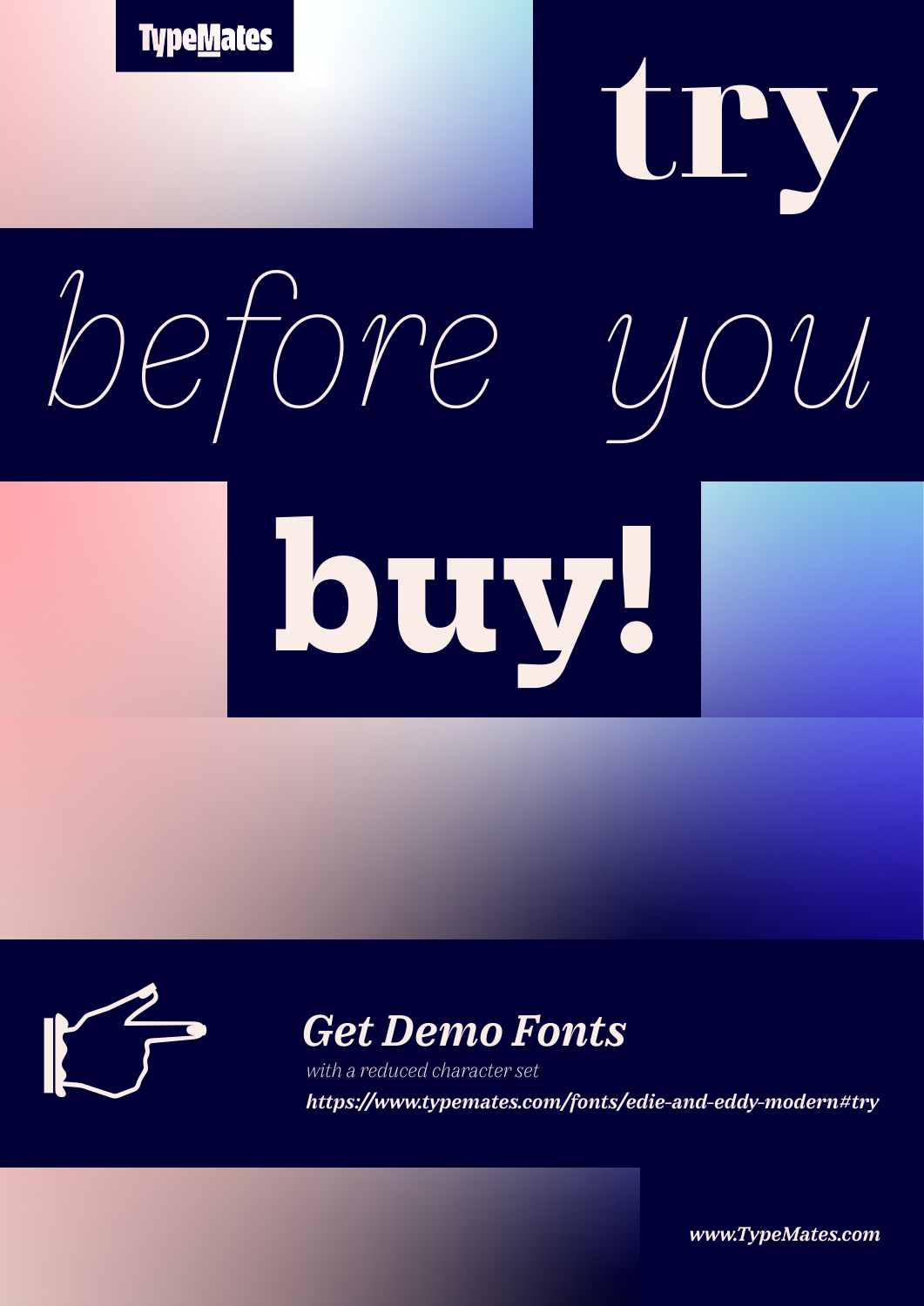TypeMates

# try *before you* buy!

***Get Demo Fonts***

*with a reduced character set*

***https://www.typemates.com/fonts/edie-and-eddy-modern#try***

***www.TypeMates.com***